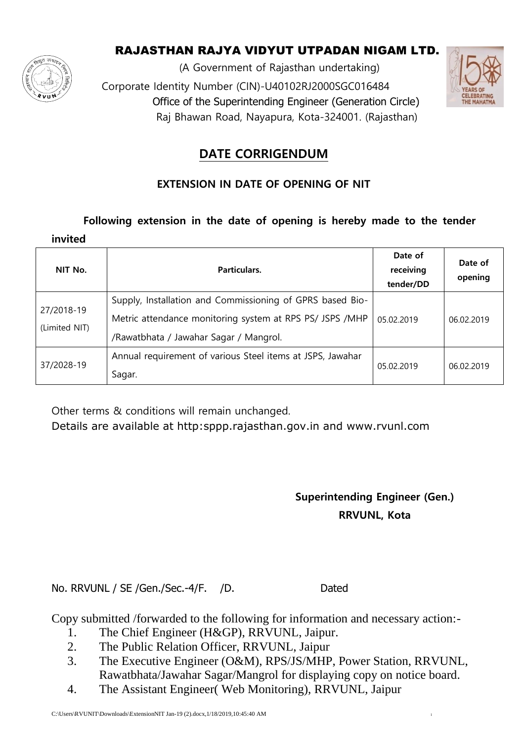# RAJASTHAN RAJYA VIDYUT UTPADAN NIGAM LTD.

(A Government of Rajasthan undertaking)

Corporate Identity Number (CIN)-U40102RJ2000SGC016484

Office of the Superintending Engineer (Generation Circle)

Raj Bhawan Road, Nayapura, Kota-324001. (Rajasthan)

## DATE CORRIGENDUM

### EXTENSION IN DATE OF OPENING OF NIT

**Following extension in the date of opening is hereby made to the tender invited**

| NIT No. | Particulars. | Date of receiving tender/DD | Date of opening |
|---|---|---|---|
| 27/2018-19 (Limited NIT) | Supply, Installation and Commissioning of GPRS based Bio-Metric attendance monitoring system at RPS PS/ JSPS /MHP /Rawatbhata / Jawahar Sagar / Mangrol. | 05.02.2019 | 06.02.2019 |
| 37/2028-19 | Annual requirement of various Steel items at JSPS, Jawahar Sagar. | 05.02.2019 | 06.02.2019 |

Other terms & conditions will remain unchanged.

Details are available at http:sppp.rajasthan.gov.in and www.rvunl.com

**Superintending Engineer (Gen.)**
**RRVUNL, Kota**

No. RRVUNL / SE /Gen./Sec.-4/F. /D. Dated

Copy submitted /forwarded to the following for information and necessary action:-

1. The Chief Engineer (H&GP), RRVUNL, Jaipur.
2. The Public Relation Officer, RRVUNL, Jaipur
3. The Executive Engineer (O&M), RPS/JS/MHP, Power Station, RRVUNL, Rawatbhata/Jawahar Sagar/Mangrol for displaying copy on notice board.
4. The Assistant Engineer( Web Monitoring), RRVUNL, Jaipur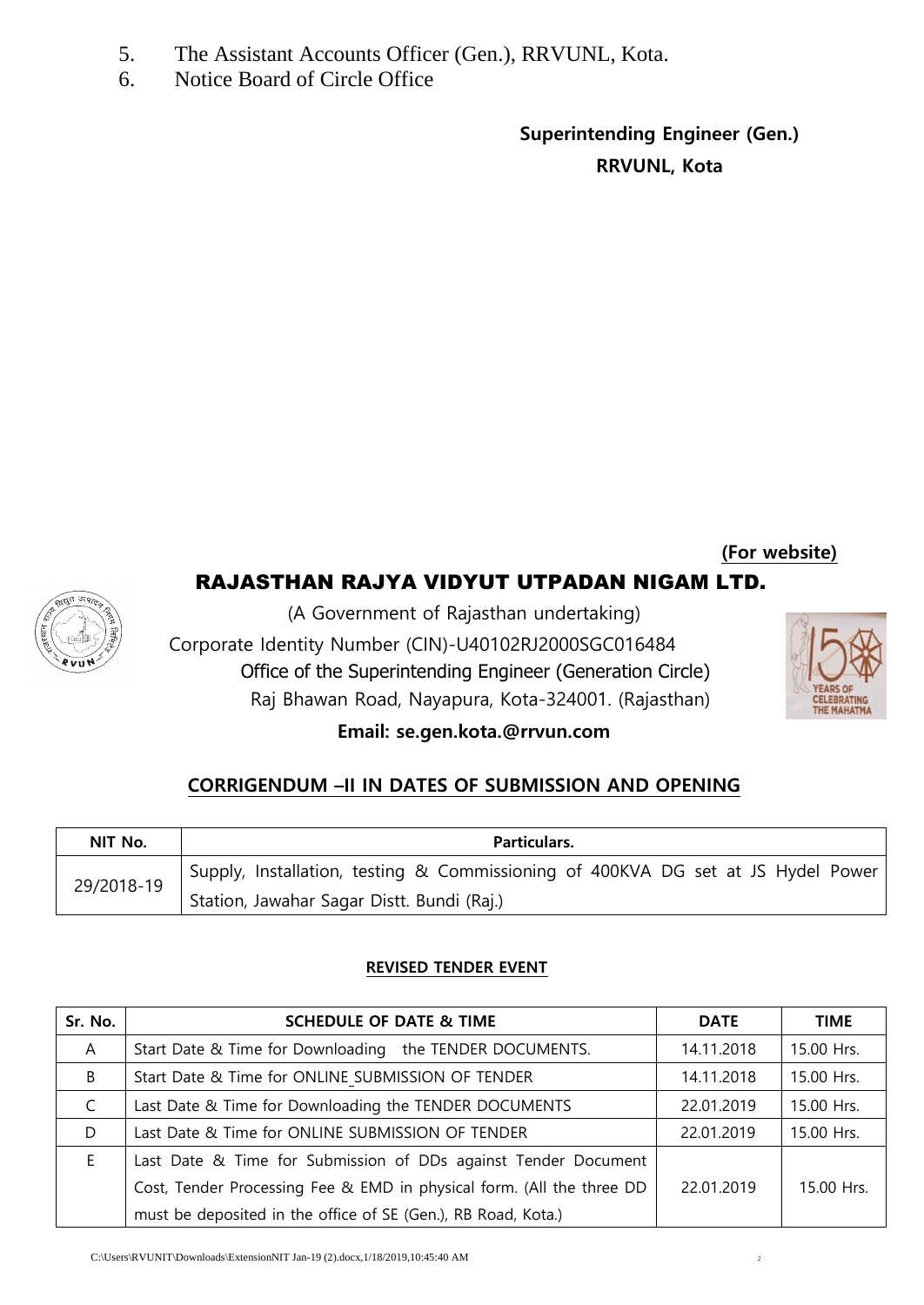5. The Assistant Accounts Officer (Gen.), RRVUNL, Kota.
6. Notice Board of Circle Office

**Superintending Engineer (Gen.)**
**RRVUNL, Kota**

**(For website)**

# RAJASTHAN RAJYA VIDYUT UTPADAN NIGAM LTD.

(A Government of Rajasthan undertaking)

Corporate Identity Number (CIN)-U40102RJ2000SGC016484

Office of the Superintending Engineer (Generation Circle)

Raj Bhawan Road, Nayapura, Kota-324001. (Rajasthan)

**Email: se.gen.kota.@rrvun.com**

## CORRIGENDUM –II IN DATES OF SUBMISSION AND OPENING

| NIT No. | Particulars. |
|---|---|
| 29/2018-19 | Supply, Installation, testing & Commissioning of 400KVA DG set at JS Hydel Power Station, Jawahar Sagar Distt. Bundi (Raj.) |

### REVISED TENDER EVENT

| Sr. No. | SCHEDULE OF DATE & TIME | DATE | TIME |
|---|---|---|---|
| A | Start Date & Time for Downloading the TENDER DOCUMENTS. | 14.11.2018 | 15.00 Hrs. |
| B | Start Date & Time for ONLINE SUBMISSION OF TENDER | 14.11.2018 | 15.00 Hrs. |
| C | Last Date & Time for Downloading the TENDER DOCUMENTS | 22.01.2019 | 15.00 Hrs. |
| D | Last Date & Time for ONLINE SUBMISSION OF TENDER | 22.01.2019 | 15.00 Hrs. |
| E | Last Date & Time for Submission of DDs against Tender Document Cost, Tender Processing Fee & EMD in physical form. (All the three DD must be deposited in the office of SE (Gen.), RB Road, Kota.) | 22.01.2019 | 15.00 Hrs. |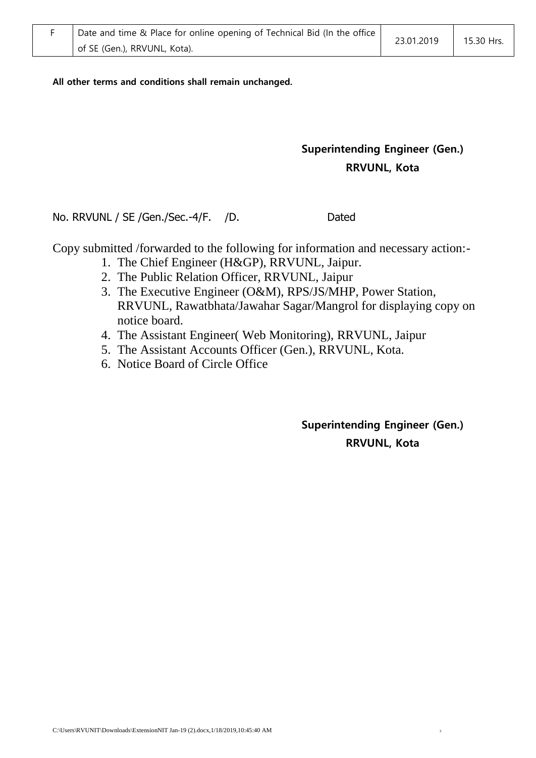| | | | |
|---|---|---|---|
| F | Date and time & Place for online opening of Technical Bid (In the office of SE (Gen.), RRVUNL, Kota). | 23.01.2019 | 15.30 Hrs. |

**All other terms and conditions shall remain unchanged.**

**Superintending Engineer (Gen.)**
**RRVUNL, Kota**

No. RRVUNL / SE /Gen./Sec.-4/F. /D. Dated

Copy submitted /forwarded to the following for information and necessary action:-

1. The Chief Engineer (H&GP), RRVUNL, Jaipur.
2. The Public Relation Officer, RRVUNL, Jaipur
3. The Executive Engineer (O&M), RPS/JS/MHP, Power Station, RRVUNL, Rawatbhata/Jawahar Sagar/Mangrol for displaying copy on notice board.
4. The Assistant Engineer( Web Monitoring), RRVUNL, Jaipur
5. The Assistant Accounts Officer (Gen.), RRVUNL, Kota.
6. Notice Board of Circle Office

**Superintending Engineer (Gen.)**
**RRVUNL, Kota**